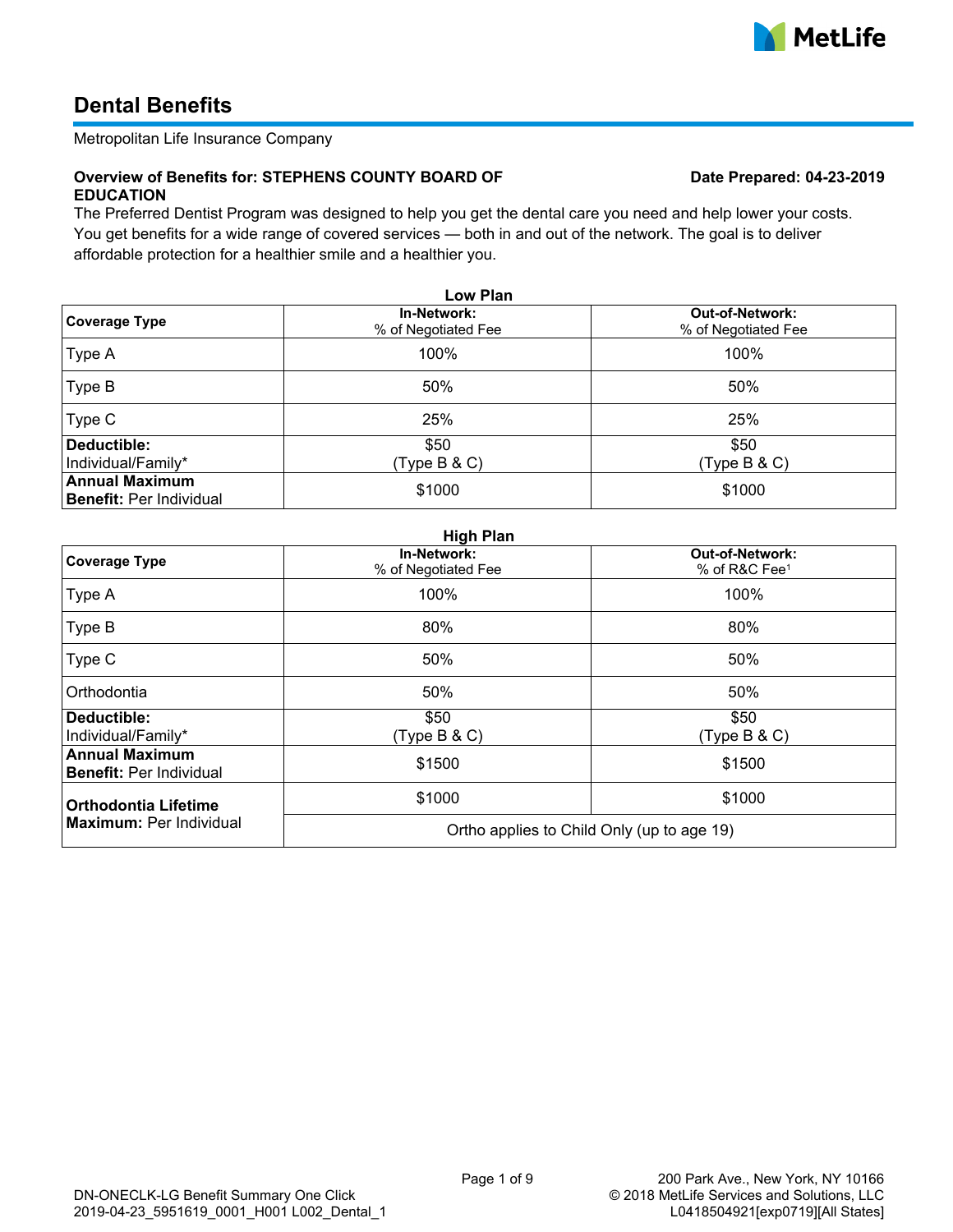# Dental Benefits

Metropolitan Life Insurance Company

**Overview of Benefits for: STEPHENS COUNTY BOARD OF EDUCATION**

**Date Prepared: 04-23-2019**

The Preferred Dentist Program was designed to help you get the dental care you need and help lower your costs. You get benefits for a wide range of covered services — both in and out of the network. The goal is to deliver affordable protection for a healthier smile and a healthier you.

**Low Plan**

| Coverage Type | In-Network: % of Negotiated Fee | Out-of-Network: % of Negotiated Fee |
|---|---|---|
| Type A | 100% | 100% |
| Type B | 50% | 50% |
| Type C | 25% | 25% |
| **Deductible:** Individual/Family* | $50 (Type B & C) | $50 (Type B & C) |
| **Annual Maximum Benefit:** Per Individual | $1000 | $1000 |

**High Plan**

| Coverage Type | In-Network: % of Negotiated Fee | Out-of-Network: % of R&C Fee[1] |
|---|---|---|
| Type A | 100% | 100% |
| Type B | 80% | 80% |
| Type C | 50% | 50% |
| Orthodontia | 50% | 50% |
| **Deductible:** Individual/Family* | $50 (Type B & C) | $50 (Type B & C) |
| **Annual Maximum Benefit:** Per Individual | $1500 | $1500 |
| **Orthodontia Lifetime Maximum:** Per Individual | $1000 | $1000 |
| | Ortho applies to Child Only (up to age 19) | |

DN-ONECLK-LG Benefit Summary One Click
2019-04-23_5951619_0001_H001 L002_Dental_1

200 Park Ave., New York, NY 10166
© 2018 MetLife Services and Solutions, LLC
L0418504921[exp0719][All States]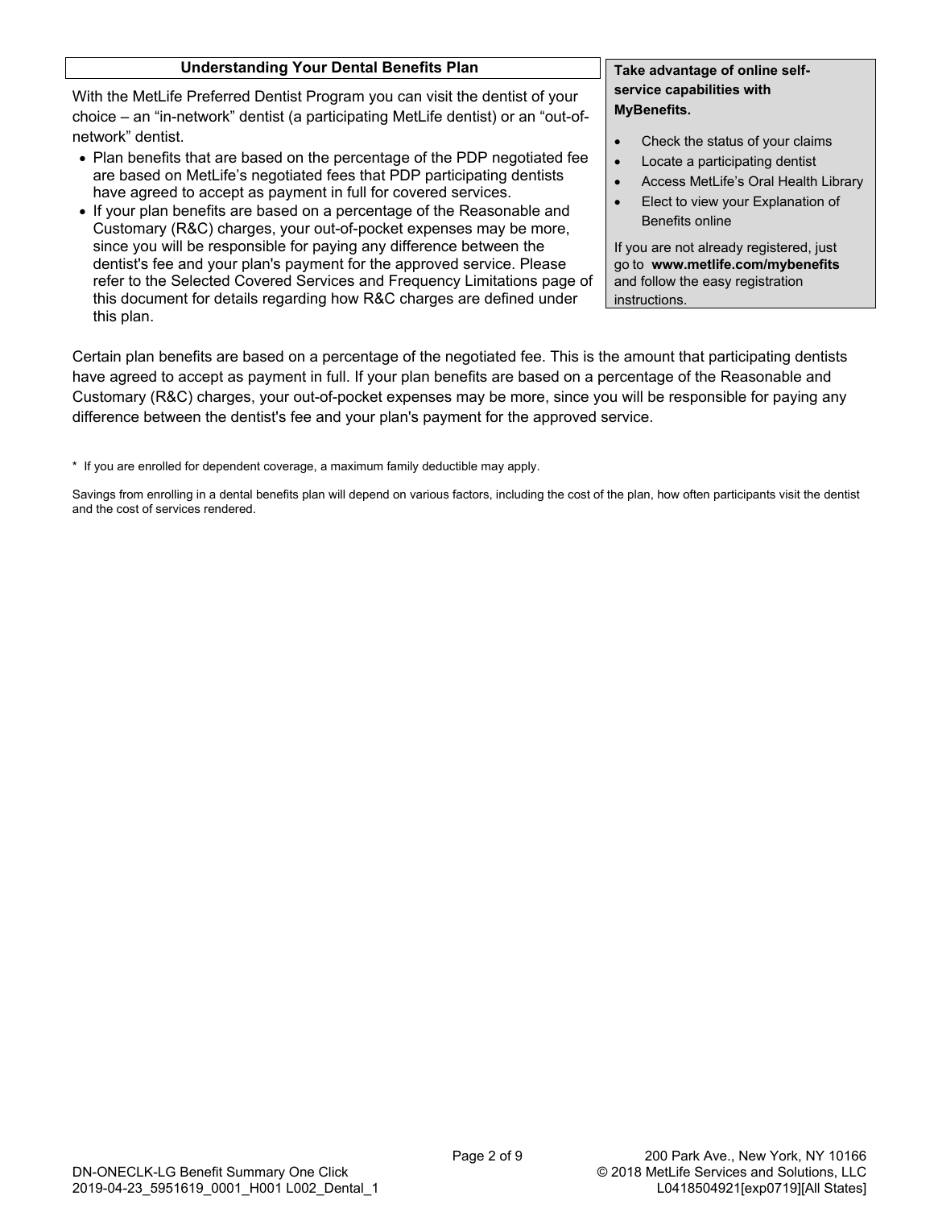## Understanding Your Dental Benefits Plan

With the MetLife Preferred Dentist Program you can visit the dentist of your choice – an "in-network" dentist (a participating MetLife dentist) or an "out-of-network" dentist.

- Plan benefits that are based on the percentage of the PDP negotiated fee are based on MetLife's negotiated fees that PDP participating dentists have agreed to accept as payment in full for covered services.
- If your plan benefits are based on a percentage of the Reasonable and Customary (R&C) charges, your out-of-pocket expenses may be more, since you will be responsible for paying any difference between the dentist's fee and your plan's payment for the approved service. Please refer to the Selected Covered Services and Frequency Limitations page of this document for details regarding how R&C charges are defined under this plan.

**Take advantage of online self-service capabilities with MyBenefits.**

- Check the status of your claims
- Locate a participating dentist
- Access MetLife's Oral Health Library
- Elect to view your Explanation of Benefits online

If you are not already registered, just go to **www.metlife.com/mybenefits** and follow the easy registration instructions.

Certain plan benefits are based on a percentage of the negotiated fee. This is the amount that participating dentists have agreed to accept as payment in full. If your plan benefits are based on a percentage of the Reasonable and Customary (R&C) charges, your out-of-pocket expenses may be more, since you will be responsible for paying any difference between the dentist's fee and your plan's payment for the approved service.

\* If you are enrolled for dependent coverage, a maximum family deductible may apply.

Savings from enrolling in a dental benefits plan will depend on various factors, including the cost of the plan, how often participants visit the dentist and the cost of services rendered.

200 Park Ave., New York, NY 10166
© 2018 MetLife Services and Solutions, LLC
L0418504921[exp0719][All States]

DN-ONECLK-LG Benefit Summary One Click
2019-04-23_5951619_0001_H001 L002_Dental_1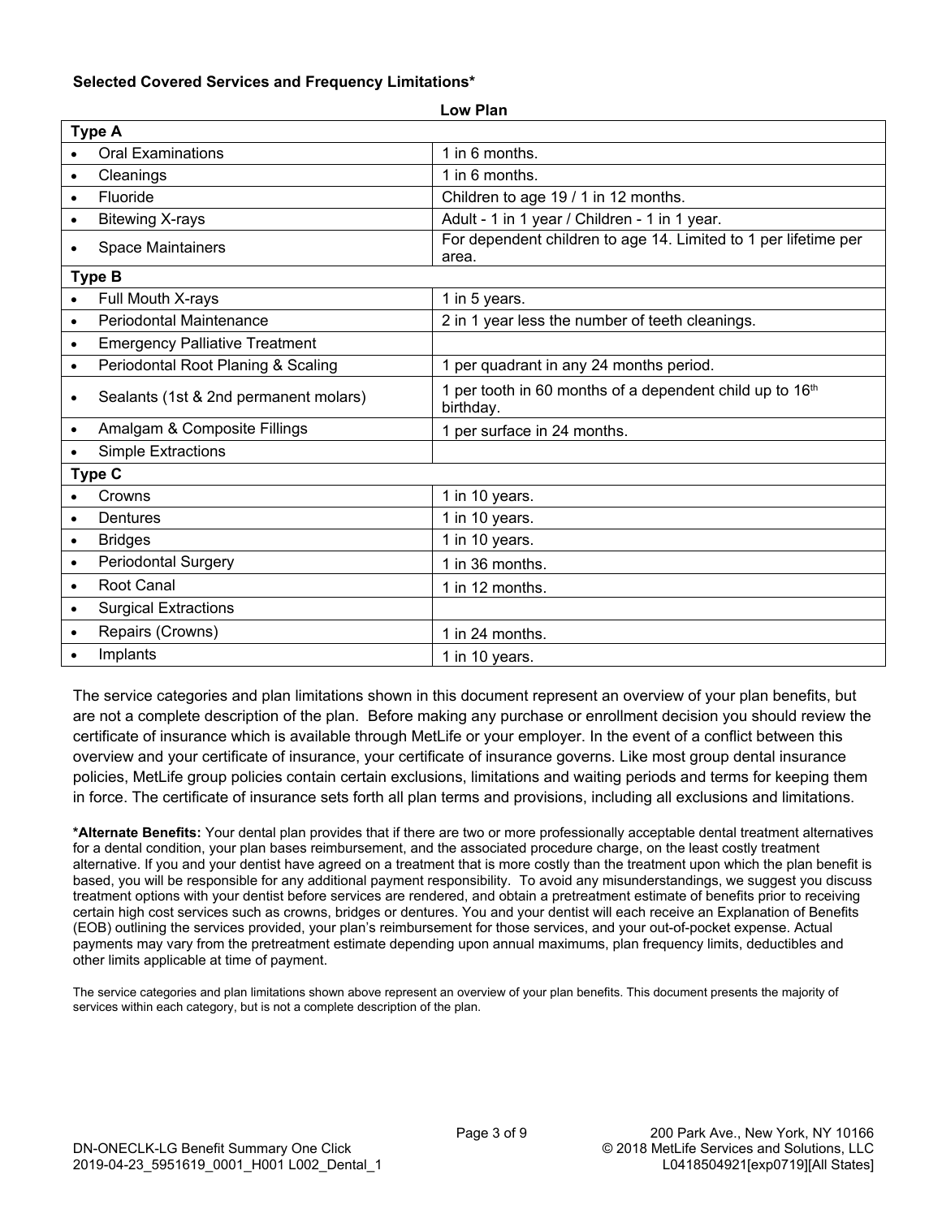**Selected Covered Services and Frequency Limitations***

| Low Plan | |
|---|---|
| **Type A** | |
| • Oral Examinations | 1 in 6 months. |
| • Cleanings | 1 in 6 months. |
| • Fluoride | Children to age 19 / 1 in 12 months. |
| • Bitewing X-rays | Adult - 1 in 1 year / Children - 1 in 1 year. |
| • Space Maintainers | For dependent children to age 14. Limited to 1 per lifetime per area. |
| **Type B** | |
| • Full Mouth X-rays | 1 in 5 years. |
| • Periodontal Maintenance | 2 in 1 year less the number of teeth cleanings. |
| • Emergency Palliative Treatment | |
| • Periodontal Root Planing & Scaling | 1 per quadrant in any 24 months period. |
| • Sealants (1st & 2nd permanent molars) | 1 per tooth in 60 months of a dependent child up to 16th birthday. |
| • Amalgam & Composite Fillings | 1 per surface in 24 months. |
| • Simple Extractions | |
| **Type C** | |
| • Crowns | 1 in 10 years. |
| • Dentures | 1 in 10 years. |
| • Bridges | 1 in 10 years. |
| • Periodontal Surgery | 1 in 36 months. |
| • Root Canal | 1 in 12 months. |
| • Surgical Extractions | |
| • Repairs (Crowns) | 1 in 24 months. |
| • Implants | 1 in 10 years. |

The service categories and plan limitations shown in this document represent an overview of your plan benefits, but are not a complete description of the plan. Before making any purchase or enrollment decision you should review the certificate of insurance which is available through MetLife or your employer. In the event of a conflict between this overview and your certificate of insurance, your certificate of insurance governs. Like most group dental insurance policies, MetLife group policies contain certain exclusions, limitations and waiting periods and terms for keeping them in force. The certificate of insurance sets forth all plan terms and provisions, including all exclusions and limitations.

***Alternate Benefits:** Your dental plan provides that if there are two or more professionally acceptable dental treatment alternatives for a dental condition, your plan bases reimbursement, and the associated procedure charge, on the least costly treatment alternative. If you and your dentist have agreed on a treatment that is more costly than the treatment upon which the plan benefit is based, you will be responsible for any additional payment responsibility. To avoid any misunderstandings, we suggest you discuss treatment options with your dentist before services are rendered, and obtain a pretreatment estimate of benefits prior to receiving certain high cost services such as crowns, bridges or dentures. You and your dentist will each receive an Explanation of Benefits (EOB) outlining the services provided, your plan's reimbursement for those services, and your out-of-pocket expense. Actual payments may vary from the pretreatment estimate depending upon annual maximums, plan frequency limits, deductibles and other limits applicable at time of payment.

The service categories and plan limitations shown above represent an overview of your plan benefits. This document presents the majority of services within each category, but is not a complete description of the plan.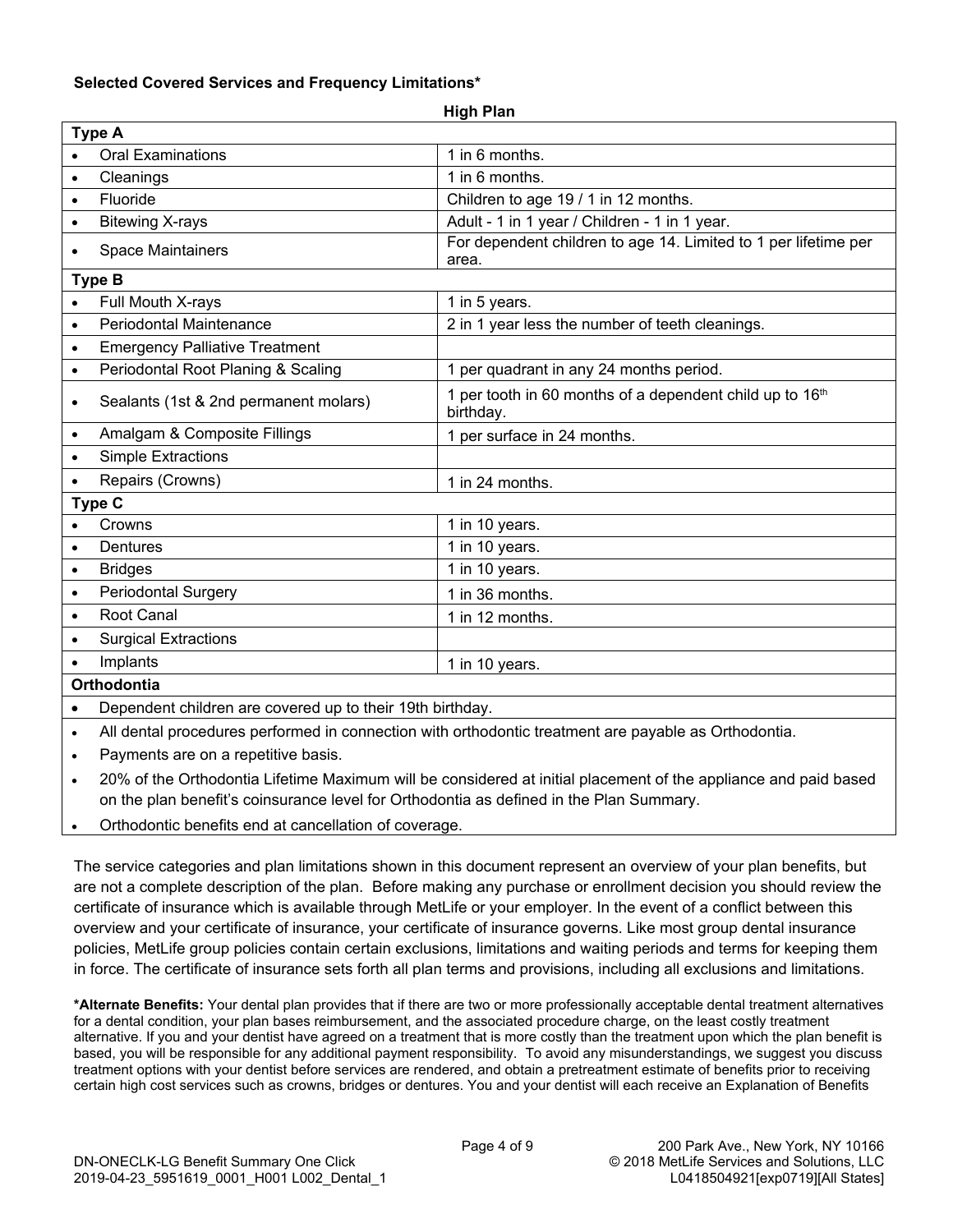**Selected Covered Services and Frequency Limitations***

| High Plan | |
|---|---|
| **Type A** | |
| • Oral Examinations | 1 in 6 months. |
| • Cleanings | 1 in 6 months. |
| • Fluoride | Children to age 19 / 1 in 12 months. |
| • Bitewing X-rays | Adult - 1 in 1 year / Children - 1 in 1 year. |
| • Space Maintainers | For dependent children to age 14. Limited to 1 per lifetime per area. |
| **Type B** | |
| • Full Mouth X-rays | 1 in 5 years. |
| • Periodontal Maintenance | 2 in 1 year less the number of teeth cleanings. |
| • Emergency Palliative Treatment | |
| • Periodontal Root Planing & Scaling | 1 per quadrant in any 24 months period. |
| • Sealants (1st & 2nd permanent molars) | 1 per tooth in 60 months of a dependent child up to 16th birthday. |
| • Amalgam & Composite Fillings | 1 per surface in 24 months. |
| • Simple Extractions | |
| • Repairs (Crowns) | 1 in 24 months. |
| **Type C** | |
| • Crowns | 1 in 10 years. |
| • Dentures | 1 in 10 years. |
| • Bridges | 1 in 10 years. |
| • Periodontal Surgery | 1 in 36 months. |
| • Root Canal | 1 in 12 months. |
| • Surgical Extractions | |
| • Implants | 1 in 10 years. |
| **Orthodontia** | |
| • Dependent children are covered up to their 19th birthday. | |
| • All dental procedures performed in connection with orthodontic treatment are payable as Orthodontia. | |
| • Payments are on a repetitive basis. | |
| • 20% of the Orthodontia Lifetime Maximum will be considered at initial placement of the appliance and paid based on the plan benefit's coinsurance level for Orthodontia as defined in the Plan Summary. | |
| • Orthodontic benefits end at cancellation of coverage. | |

The service categories and plan limitations shown in this document represent an overview of your plan benefits, but are not a complete description of the plan. Before making any purchase or enrollment decision you should review the certificate of insurance which is available through MetLife or your employer. In the event of a conflict between this overview and your certificate of insurance, your certificate of insurance governs. Like most group dental insurance policies, MetLife group policies contain certain exclusions, limitations and waiting periods and terms for keeping them in force. The certificate of insurance sets forth all plan terms and provisions, including all exclusions and limitations.

***Alternate Benefits:** Your dental plan provides that if there are two or more professionally acceptable dental treatment alternatives for a dental condition, your plan bases reimbursement, and the associated procedure charge, on the least costly treatment alternative. If you and your dentist have agreed on a treatment that is more costly than the treatment upon which the plan benefit is based, you will be responsible for any additional payment responsibility. To avoid any misunderstandings, we suggest you discuss treatment options with your dentist before services are rendered, and obtain a pretreatment estimate of benefits prior to receiving certain high cost services such as crowns, bridges or dentures. You and your dentist will each receive an Explanation of Benefits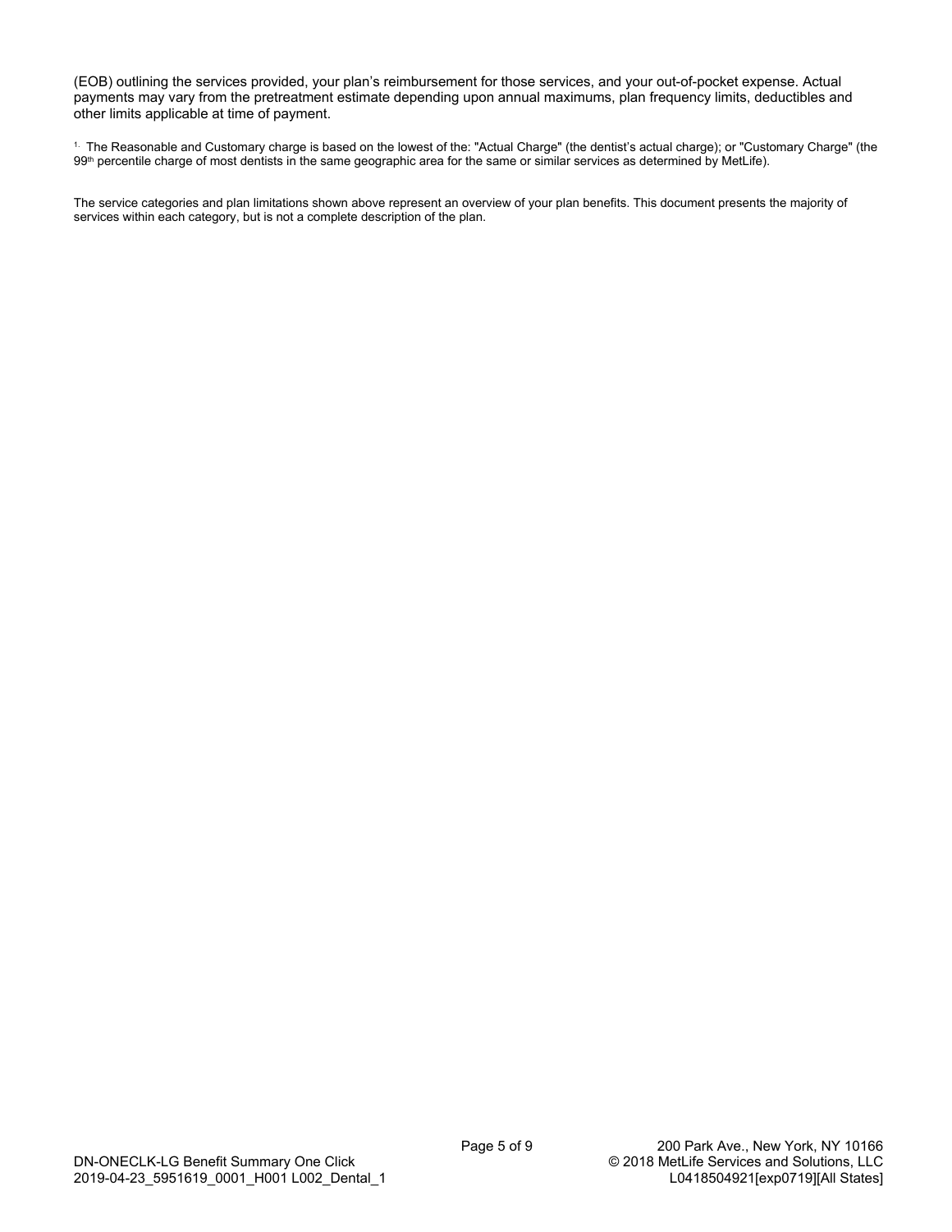(EOB) outlining the services provided, your plan's reimbursement for those services, and your out-of-pocket expense. Actual payments may vary from the pretreatment estimate depending upon annual maximums, plan frequency limits, deductibles and other limits applicable at time of payment.

[1.] The Reasonable and Customary charge is based on the lowest of the: "Actual Charge" (the dentist's actual charge); or "Customary Charge" (the 99th percentile charge of most dentists in the same geographic area for the same or similar services as determined by MetLife).

The service categories and plan limitations shown above represent an overview of your plan benefits. This document presents the majority of services within each category, but is not a complete description of the plan.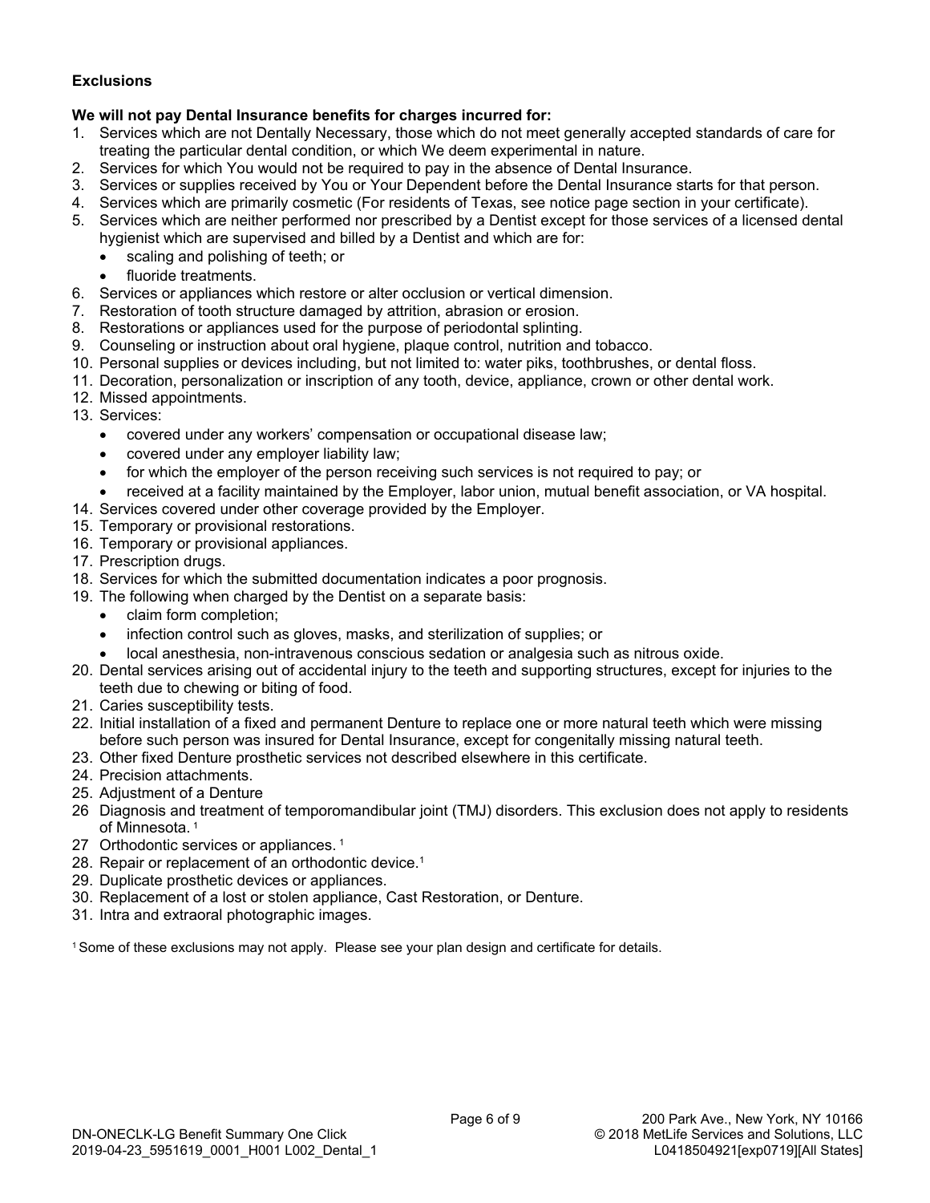**Exclusions**

**We will not pay Dental Insurance benefits for charges incurred for:**

1. Services which are not Dentally Necessary, those which do not meet generally accepted standards of care for treating the particular dental condition, or which We deem experimental in nature.
2. Services for which You would not be required to pay in the absence of Dental Insurance.
3. Services or supplies received by You or Your Dependent before the Dental Insurance starts for that person.
4. Services which are primarily cosmetic (For residents of Texas, see notice page section in your certificate).
5. Services which are neither performed nor prescribed by a Dentist except for those services of a licensed dental hygienist which are supervised and billed by a Dentist and which are for:
   - scaling and polishing of teeth; or
   - fluoride treatments.
6. Services or appliances which restore or alter occlusion or vertical dimension.
7. Restoration of tooth structure damaged by attrition, abrasion or erosion.
8. Restorations or appliances used for the purpose of periodontal splinting.
9. Counseling or instruction about oral hygiene, plaque control, nutrition and tobacco.
10. Personal supplies or devices including, but not limited to: water piks, toothbrushes, or dental floss.
11. Decoration, personalization or inscription of any tooth, device, appliance, crown or other dental work.
12. Missed appointments.
13. Services:
    - covered under any workers' compensation or occupational disease law;
    - covered under any employer liability law;
    - for which the employer of the person receiving such services is not required to pay; or
    - received at a facility maintained by the Employer, labor union, mutual benefit association, or VA hospital.
14. Services covered under other coverage provided by the Employer.
15. Temporary or provisional restorations.
16. Temporary or provisional appliances.
17. Prescription drugs.
18. Services for which the submitted documentation indicates a poor prognosis.
19. The following when charged by the Dentist on a separate basis:
    - claim form completion;
    - infection control such as gloves, masks, and sterilization of supplies; or
    - local anesthesia, non-intravenous conscious sedation or analgesia such as nitrous oxide.
20. Dental services arising out of accidental injury to the teeth and supporting structures, except for injuries to the teeth due to chewing or biting of food.
21. Caries susceptibility tests.
22. Initial installation of a fixed and permanent Denture to replace one or more natural teeth which were missing before such person was insured for Dental Insurance, except for congenitally missing natural teeth.
23. Other fixed Denture prosthetic services not described elsewhere in this certificate.
24. Precision attachments.
25. Adjustment of a Denture
26. Diagnosis and treatment of temporomandibular joint (TMJ) disorders. This exclusion does not apply to residents of Minnesota. [1]
27. Orthodontic services or appliances. [1]
28. Repair or replacement of an orthodontic device.[1]
29. Duplicate prosthetic devices or appliances.
30. Replacement of a lost or stolen appliance, Cast Restoration, or Denture.
31. Intra and extraoral photographic images.

[1] Some of these exclusions may not apply. Please see your plan design and certificate for details.

DN-ONECLK-LG Benefit Summary One Click
2019-04-23_5951619_0001_H001 L002_Dental_1

200 Park Ave., New York, NY 10166
© 2018 MetLife Services and Solutions, LLC
L0418504921[exp0719][All States]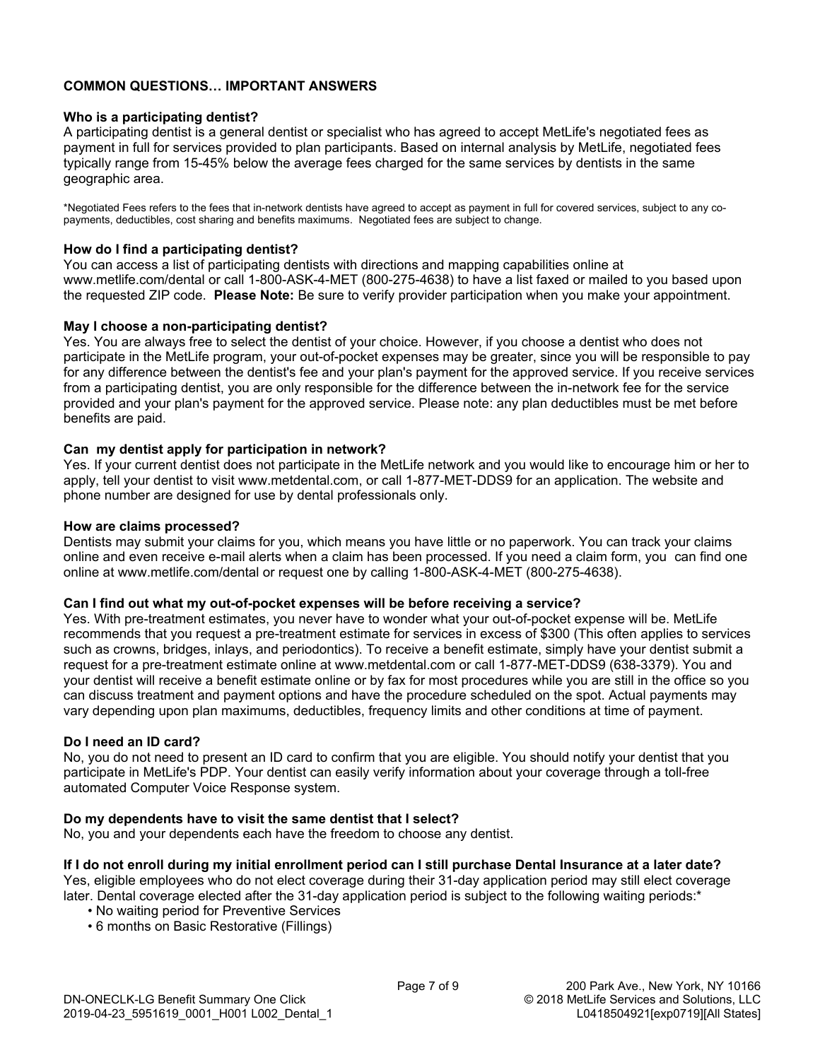## COMMON QUESTIONS… IMPORTANT ANSWERS

**Who is a participating dentist?**
A participating dentist is a general dentist or specialist who has agreed to accept MetLife's negotiated fees as payment in full for services provided to plan participants. Based on internal analysis by MetLife, negotiated fees typically range from 15-45% below the average fees charged for the same services by dentists in the same geographic area.

*Negotiated Fees refers to the fees that in-network dentists have agreed to accept as payment in full for covered services, subject to any co-payments, deductibles, cost sharing and benefits maximums. Negotiated fees are subject to change.

**How do I find a participating dentist?**
You can access a list of participating dentists with directions and mapping capabilities online at www.metlife.com/dental or call 1-800-ASK-4-MET (800-275-4638) to have a list faxed or mailed to you based upon the requested ZIP code. **Please Note:** Be sure to verify provider participation when you make your appointment.

**May I choose a non-participating dentist?**
Yes. You are always free to select the dentist of your choice. However, if you choose a dentist who does not participate in the MetLife program, your out-of-pocket expenses may be greater, since you will be responsible to pay for any difference between the dentist's fee and your plan's payment for the approved service. If you receive services from a participating dentist, you are only responsible for the difference between the in-network fee for the service provided and your plan's payment for the approved service. Please note: any plan deductibles must be met before benefits are paid.

**Can my dentist apply for participation in network?**
Yes. If your current dentist does not participate in the MetLife network and you would like to encourage him or her to apply, tell your dentist to visit www.metdental.com, or call 1-877-MET-DDS9 for an application. The website and phone number are designed for use by dental professionals only.

**How are claims processed?**
Dentists may submit your claims for you, which means you have little or no paperwork. You can track your claims online and even receive e-mail alerts when a claim has been processed. If you need a claim form, you can find one online at www.metlife.com/dental or request one by calling 1-800-ASK-4-MET (800-275-4638).

**Can I find out what my out-of-pocket expenses will be before receiving a service?**
Yes. With pre-treatment estimates, you never have to wonder what your out-of-pocket expense will be. MetLife recommends that you request a pre-treatment estimate for services in excess of $300 (This often applies to services such as crowns, bridges, inlays, and periodontics). To receive a benefit estimate, simply have your dentist submit a request for a pre-treatment estimate online at www.metdental.com or call 1-877-MET-DDS9 (638-3379). You and your dentist will receive a benefit estimate online or by fax for most procedures while you are still in the office so you can discuss treatment and payment options and have the procedure scheduled on the spot. Actual payments may vary depending upon plan maximums, deductibles, frequency limits and other conditions at time of payment.

**Do I need an ID card?**
No, you do not need to present an ID card to confirm that you are eligible. You should notify your dentist that you participate in MetLife's PDP. Your dentist can easily verify information about your coverage through a toll-free automated Computer Voice Response system.

**Do my dependents have to visit the same dentist that I select?**
No, you and your dependents each have the freedom to choose any dentist.

**If I do not enroll during my initial enrollment period can I still purchase Dental Insurance at a later date?**
Yes, eligible employees who do not elect coverage during their 31-day application period may still elect coverage later. Dental coverage elected after the 31-day application period is subject to the following waiting periods:*

- No waiting period for Preventive Services
- 6 months on Basic Restorative (Fillings)

DN-ONECLK-LG Benefit Summary One Click
2019-04-23_5951619_0001_H001 L002_Dental_1

200 Park Ave., New York, NY 10166
© 2018 MetLife Services and Solutions, LLC
L0418504921[exp0719][All States]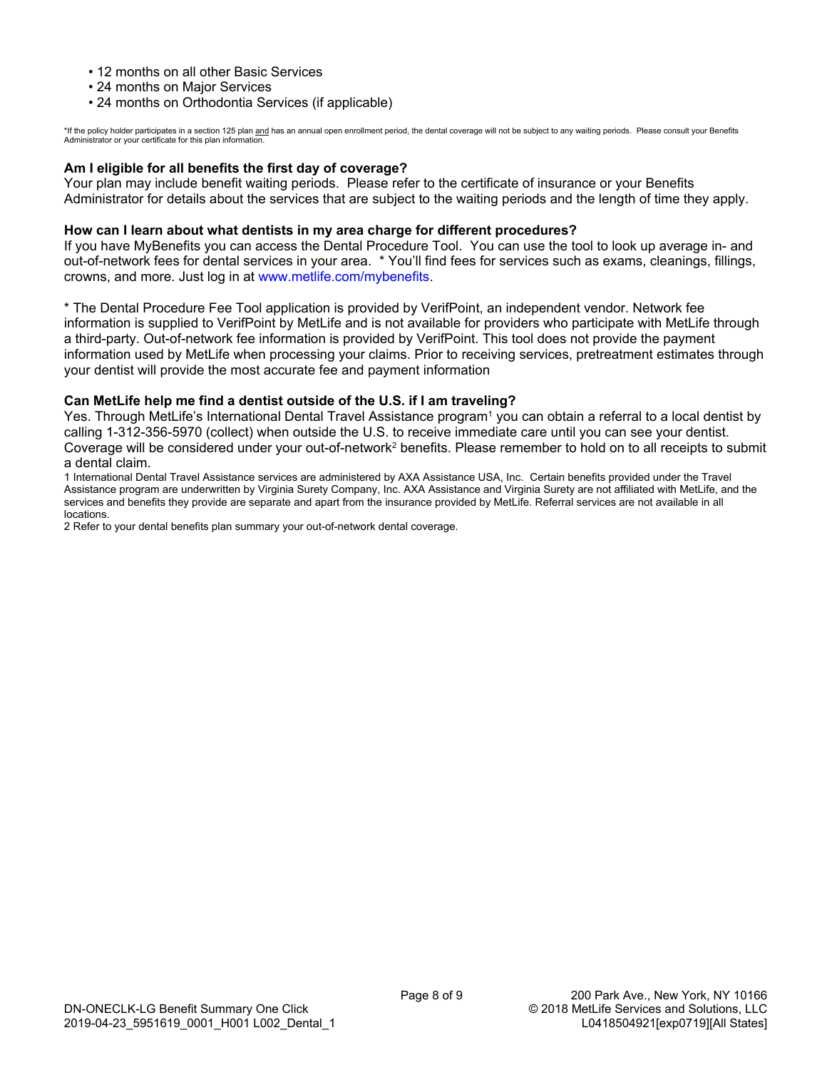- 12 months on all other Basic Services
- 24 months on Major Services
- 24 months on Orthodontia Services (if applicable)

*If the policy holder participates in a section 125 plan and has an annual open enrollment period, the dental coverage will not be subject to any waiting periods. Please consult your Benefits Administrator or your certificate for this plan information.

**Am I eligible for all benefits the first day of coverage?**

Your plan may include benefit waiting periods. Please refer to the certificate of insurance or your Benefits Administrator for details about the services that are subject to the waiting periods and the length of time they apply.

**How can I learn about what dentists in my area charge for different procedures?**

If you have MyBenefits you can access the Dental Procedure Tool. You can use the tool to look up average in- and out-of-network fees for dental services in your area. * You'll find fees for services such as exams, cleanings, fillings, crowns, and more. Just log in at www.metlife.com/mybenefits.

* The Dental Procedure Fee Tool application is provided by VerifPoint, an independent vendor. Network fee information is supplied to VerifPoint by MetLife and is not available for providers who participate with MetLife through a third-party. Out-of-network fee information is provided by VerifPoint. This tool does not provide the payment information used by MetLife when processing your claims. Prior to receiving services, pretreatment estimates through your dentist will provide the most accurate fee and payment information

**Can MetLife help me find a dentist outside of the U.S. if I am traveling?**

Yes. Through MetLife's International Dental Travel Assistance program[1] you can obtain a referral to a local dentist by calling 1-312-356-5970 (collect) when outside the U.S. to receive immediate care until you can see your dentist. Coverage will be considered under your out-of-network[2] benefits. Please remember to hold on to all receipts to submit a dental claim.

1 International Dental Travel Assistance services are administered by AXA Assistance USA, Inc. Certain benefits provided under the Travel Assistance program are underwritten by Virginia Surety Company, Inc. AXA Assistance and Virginia Surety are not affiliated with MetLife, and the services and benefits they provide are separate and apart from the insurance provided by MetLife. Referral services are not available in all locations.

2 Refer to your dental benefits plan summary your out-of-network dental coverage.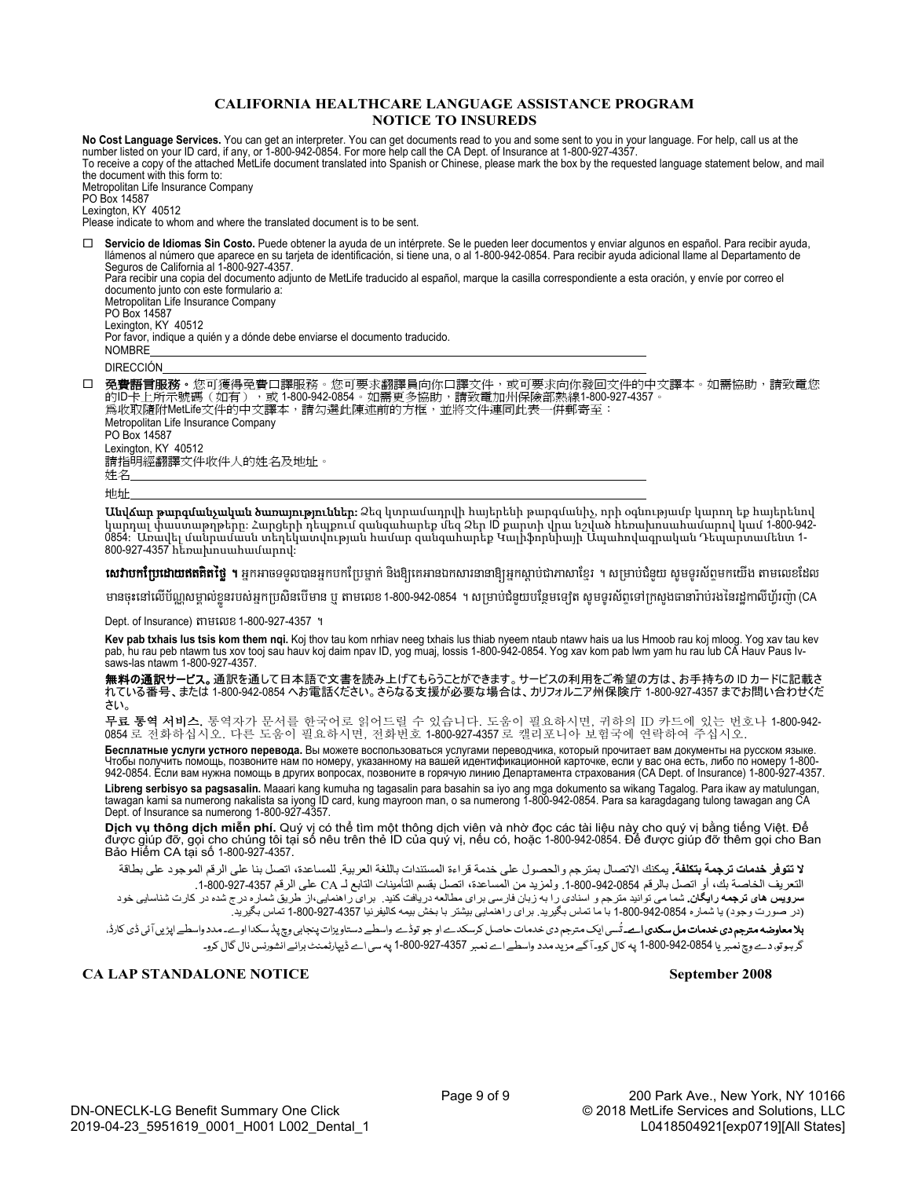## CALIFORNIA HEALTHCARE LANGUAGE ASSISTANCE PROGRAM
## NOTICE TO INSUREDS

**No Cost Language Services.** You can get an interpreter. You can get documents read to you and some sent to you in your language. For help, call us at the number listed on your ID card, if any, or 1-800-942-0854. For more help call the CA Dept. of Insurance at 1-800-927-4357.
To receive a copy of the attached MetLife document translated into Spanish or Chinese, please mark the box by the requested language statement below, and mail the document with this form to:
Metropolitan Life Insurance Company
PO Box 14587
Lexington, KY 40512
Please indicate to whom and where the translated document is to be sent.

☐ **Servicio de Idiomas Sin Costo.** Puede obtener la ayuda de un intérprete. Se le pueden leer documentos y enviar algunos en español. Para recibir ayuda, llámenos al número que aparece en su tarjeta de identificación, si tiene una, o al 1-800-942-0854. Para recibir ayuda adicional llame al Departamento de Seguros de California al 1-800-927-4357.
Para recibir una copia del documento adjunto de MetLife traducido al español, marque la casilla correspondiente a esta oración, y envíe por correo el documento junto con este formulario a:
Metropolitan Life Insurance Company
PO Box 14587
Lexington, KY 40512
Por favor, indique a quién y a dónde debe enviarse el documento traducido.
NOMBRE_______________________________________________
DIRECCIÓN_____________________________________________

☐ **免費語言服務。**您可獲得免費口譯服務。您可要求翻譯員向你口譯文件，或可要求向你發回文件的中文譯本。如需協助，請致電您的ID卡上所示號碼（如有），或 1-800-942-0854。如需更多協助，請致電加州保險部熱線1-800-927-4357。
爲收取隨附MetLife文件的中文譯本，請勾選此陳述前的方框，並將文件連同此表一併郵寄至：
Metropolitan Life Insurance Company
PO Box 14587
Lexington, KY 40512
請指明經翻譯文件收件人的姓名及地址。
姓名_______________________________________________
地址_______________________________________________

**Անվճար թարգմանչական ծառայություններ:** Ձեզ կտրամադրվի հայերենի թարգմանիչ, որի օգնությամբ կարող եք հայերենով կարդալ փաստաթղթերը: Հարցերի դեպքում զանգահարեք մեզ Ձեր ID քարտի վրա նշված հեռախոսահամարով կամ 1-800-942-0854: Առավել մանրամասն տեղեկատվության համար զանգահարեք Կալիֆորնիայի Ապահովագրական Դեպարտամենտ 1-800-927-4357 հեռախոսահամարով:

**សេវាបកប្រែដោយឥតគិតថ្លៃ ។** អ្នកអាចទទួលបានអ្នកបកប្រែម្នាក់ និងឱ្យគេអានឯកសារនានាឱ្យអ្នកស្តាប់ជាភាសាខ្មែរ ។ សម្រាប់ជំនួយ សូមទូរស័ព្ទមកយើង តាមលេខដែលមានចុះនៅលើប័ណ្ណសម្គាល់ខ្លួនរបស់អ្នកប្រសិនបើមាន ឬ តាមលេខ 1-800-942-0854 ។ សម្រាប់ជំនួយបន្ថែមទៀត សូមទូរស័ព្ទទៅក្រសួងធានារ៉ាប់រងនៃរដ្ឋកាលីហ្វ័រញ៉ា (CA Dept. of Insurance) តាមលេខ 1-800-927-4357 ។

**Kev pab txhais lus tsis kom them nqi.** Koj thov tau kom nrhiav neeg txhais lus thiab nyeem ntaub ntawv hais ua lus Hmoob rau koj mloog. Yog xav tau kev pab, hu rau peb ntawm tus xov tooj sau hauv koj daim npav ID, yog muaj, lossis 1-800-942-0854. Yog xav kom pab lwm yam hu rau lub CA Hauv Paus Iv-saws-las ntawm 1-800-927-4357.

**無料の通訳サービス。**通訳を通して日本語で文書を読み上げてもらうことができます。サービスの利用をご希望の方は、お手持ちの ID カードに記載されている番号、または 1-800-942-0854 へお電話ください。さらなる支援が必要な場合は、カリフォルニア州保険庁 1-800-927-4357 までお問い合わせください。

**무료 통역 서비스.** 통역자가 문서를 한국어로 읽어드릴 수 있습니다. 도움이 필요하시면, 귀하의 ID 카드에 있는 번호나 1-800-942-0854 로 전화하십시오. 다른 도움이 필요하시면, 전화번호 1-800-927-4357 로 캘리포니아 보험국에 연락하여 주십시오.

**Бесплатные услуги устного перевода.** Вы можете воспользоваться услугами переводчика, который прочитает вам документы на русском языке. Чтобы получить помощь, позвоните нам по номеру, указанному на вашей идентификационной карточке, если у вас она есть, либо по номеру 1-800-942-0854. Если вам нужна помощь в других вопросах, позвоните в горячую линию Департамента страхования (CA Dept. of Insurance) 1-800-927-4357.

**Libreng serbisyo sa pagsasalin.** Maaari kang kumuha ng tagasalin para basahin sa iyo ang mga dokumento sa wikang Tagalog. Para ikaw ay matulungan, tawagan kami sa numerong nakalista sa iyong ID card, kung mayroon man, o sa numerong 1-800-942-0854. Para sa karagdagang tulong tawagan ang CA Dept. of Insurance sa numerong 1-800-927-4357.

**Dịch vụ thông dịch miễn phí.** Quý vị có thể tìm một thông dịch viên và nhờ đọc các tài liệu này cho quý vị bằng tiếng Việt. Để được giúp đỡ, gọi cho chúng tôi tại số nêu trên thẻ ID của quý vị, nếu có, hoặc 1-800-942-0854. Để được giúp đỡ thêm gọi cho Ban Bảo Hiểm CA tại số 1-800-927-4357.

**لا تتوفر خدمات ترجمة بتكلفة.** يمكنك الاتصال بمترجم والحصول على خدمة قراءة المستندات باللغة العربية. للمساعدة، اتصل بنا على الرقم الموجود على بطاقة التعريف الخاصة بك، أو اتصل بالرقم 1-800-942-0854. ولمزيد من المساعدة، اتصل بقسم التأمينات التابع لـ CA على الرقم 1-800-927-4357.

**سرویس های ترجمه رایگان.** شما می توانید مترجم و اسنادی را به زبان فارسی برای مطالعه دریافت کنید. برای راهنمایی،از طریق شماره درج شده در کارت شناسایی خود (در صورت وجود) یا شماره 1-800-942-0854 با ما تماس بگیرید. برای راهنمایی بیشتر با بخش بیمه کالیفرنیا 1-800-927-4357 تماس بگیرید.

**بلا معاوضہ مترجم دی خدمات مل سکدی اے۔** تُسی ایک مترجم دی خدمات حاصل کرسکدے او جو توڈے واسطے دستاویزات پنجابی وچ پڑھ سکدا اوے۔ مدد واسطے اپڑیں آئی ڈی کارڈ، گر ہو تو، دے وچ نمبر یا 1-800-942-0854 پہ کال کرو۔ آگے مزید مدد واسطے اے نمبر 1-800-927-4357 پہ سی اے ڈیپارٹمنٹ برائے انشورنس نال گال کرو۔

**CA LAP STANDALONE NOTICE** — **September 2008**

DN-ONECLK-LG Benefit Summary One Click
2019-04-23_5951619_0001_H001 L002_Dental_1

200 Park Ave., New York, NY 10166
© 2018 MetLife Services and Solutions, LLC
L0418504921[exp0719][All States]